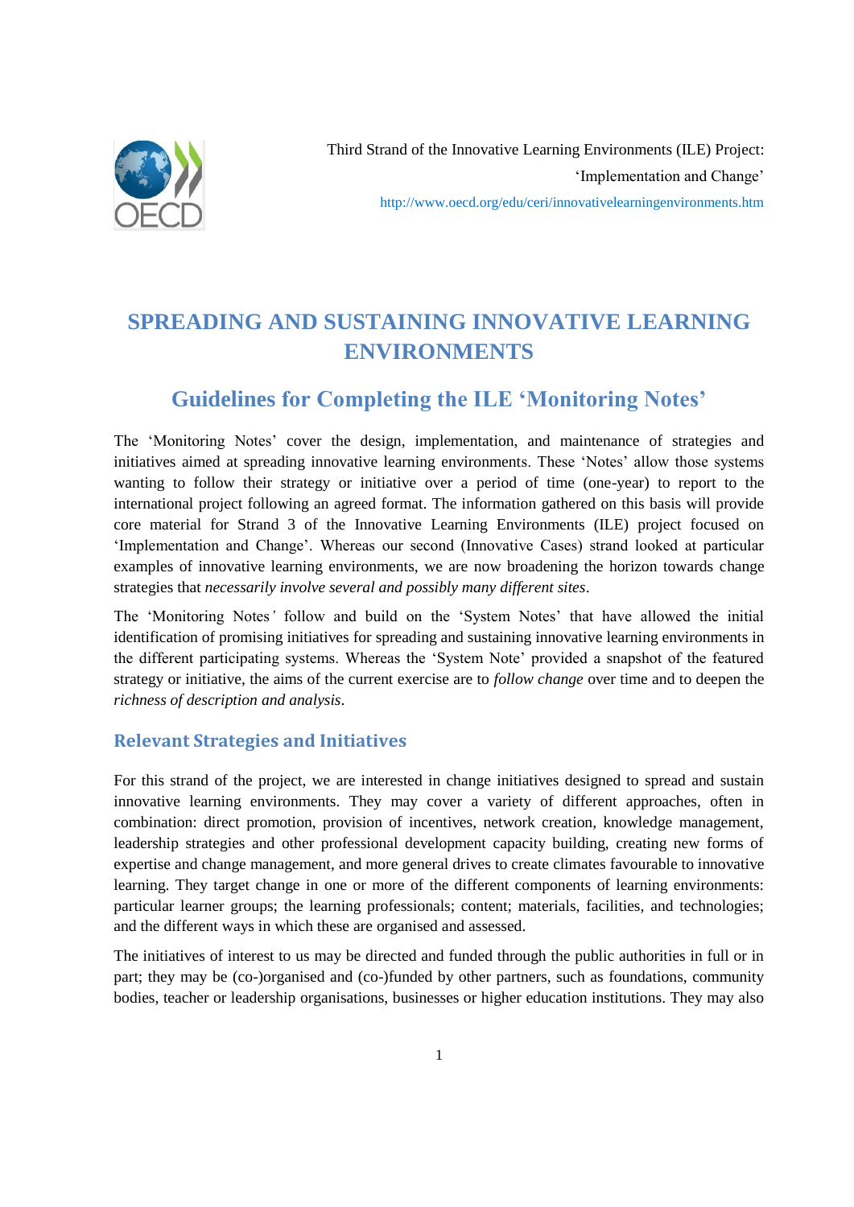Third Strand of the Innovative Learning Environments (ILE) Project: 'Implementation and Change'

http://www.oecd.org/edu/ceri/innovativelearningenvironments.htm

# SPREADING AND SUSTAINING INNOVATIVE LEARNING ENVIRONMENTS

## Guidelines for Completing the ILE 'Monitoring Notes'

The 'Monitoring Notes' cover the design, implementation, and maintenance of strategies and initiatives aimed at spreading innovative learning environments. These 'Notes' allow those systems wanting to follow their strategy or initiative over a period of time (one-year) to report to the international project following an agreed format. The information gathered on this basis will provide core material for Strand 3 of the Innovative Learning Environments (ILE) project focused on 'Implementation and Change'. Whereas our second (Innovative Cases) strand looked at particular examples of innovative learning environments, we are now broadening the horizon towards change strategies that *necessarily involve several and possibly many different sites*.

The 'Monitoring Notes' follow and build on the 'System Notes' that have allowed the initial identification of promising initiatives for spreading and sustaining innovative learning environments in the different participating systems. Whereas the 'System Note' provided a snapshot of the featured strategy or initiative, the aims of the current exercise are to *follow change* over time and to deepen the *richness of description and analysis*.

### Relevant Strategies and Initiatives

For this strand of the project, we are interested in change initiatives designed to spread and sustain innovative learning environments. They may cover a variety of different approaches, often in combination: direct promotion, provision of incentives, network creation, knowledge management, leadership strategies and other professional development capacity building, creating new forms of expertise and change management, and more general drives to create climates favourable to innovative learning. They target change in one or more of the different components of learning environments: particular learner groups; the learning professionals; content; materials, facilities, and technologies; and the different ways in which these are organised and assessed.

The initiatives of interest to us may be directed and funded through the public authorities in full or in part; they may be (co-)organised and (co-)funded by other partners, such as foundations, community bodies, teacher or leadership organisations, businesses or higher education institutions. They may also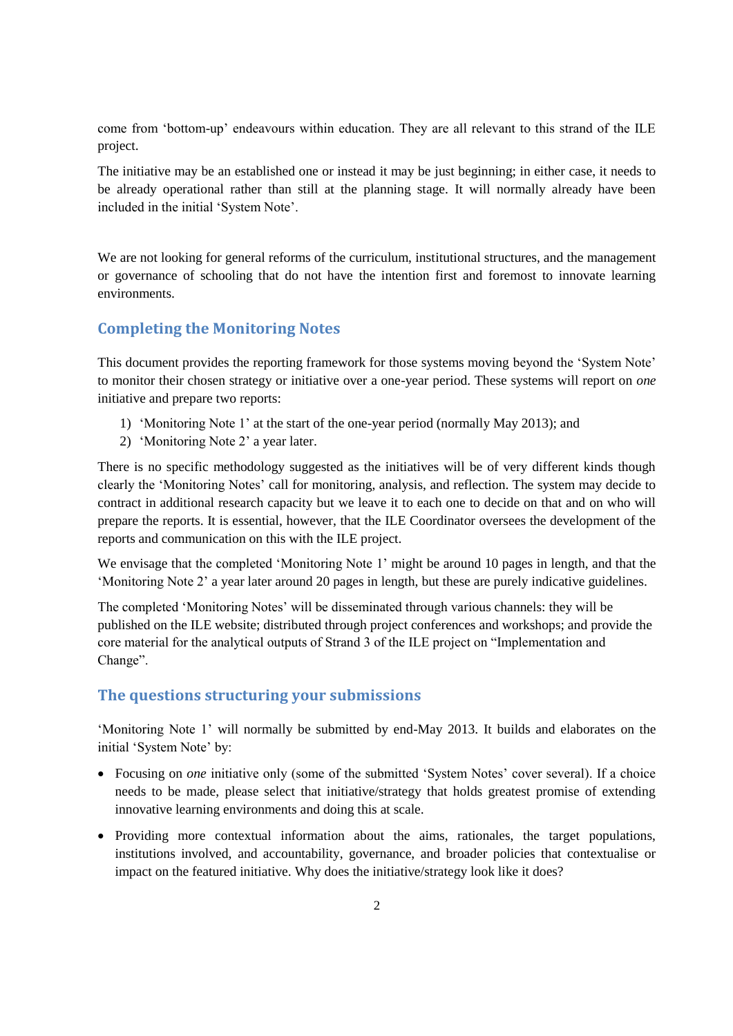come from 'bottom-up' endeavours within education. They are all relevant to this strand of the ILE project.

The initiative may be an established one or instead it may be just beginning; in either case, it needs to be already operational rather than still at the planning stage. It will normally already have been included in the initial 'System Note'.

We are not looking for general reforms of the curriculum, institutional structures, and the management or governance of schooling that do not have the intention first and foremost to innovate learning environments.

## Completing the Monitoring Notes

This document provides the reporting framework for those systems moving beyond the 'System Note' to monitor their chosen strategy or initiative over a one-year period. These systems will report on *one* initiative and prepare two reports:

1) 'Monitoring Note 1' at the start of the one-year period (normally May 2013); and
2) 'Monitoring Note 2' a year later.

There is no specific methodology suggested as the initiatives will be of very different kinds though clearly the 'Monitoring Notes' call for monitoring, analysis, and reflection. The system may decide to contract in additional research capacity but we leave it to each one to decide on that and on who will prepare the reports. It is essential, however, that the ILE Coordinator oversees the development of the reports and communication on this with the ILE project.

We envisage that the completed 'Monitoring Note 1' might be around 10 pages in length, and that the 'Monitoring Note 2' a year later around 20 pages in length, but these are purely indicative guidelines.

The completed 'Monitoring Notes' will be disseminated through various channels: they will be published on the ILE website; distributed through project conferences and workshops; and provide the core material for the analytical outputs of Strand 3 of the ILE project on "Implementation and Change".

## The questions structuring your submissions

'Monitoring Note 1' will normally be submitted by end-May 2013. It builds and elaborates on the initial 'System Note' by:

- Focusing on *one* initiative only (some of the submitted 'System Notes' cover several). If a choice needs to be made, please select that initiative/strategy that holds greatest promise of extending innovative learning environments and doing this at scale.
- Providing more contextual information about the aims, rationales, the target populations, institutions involved, and accountability, governance, and broader policies that contextualise or impact on the featured initiative. Why does the initiative/strategy look like it does?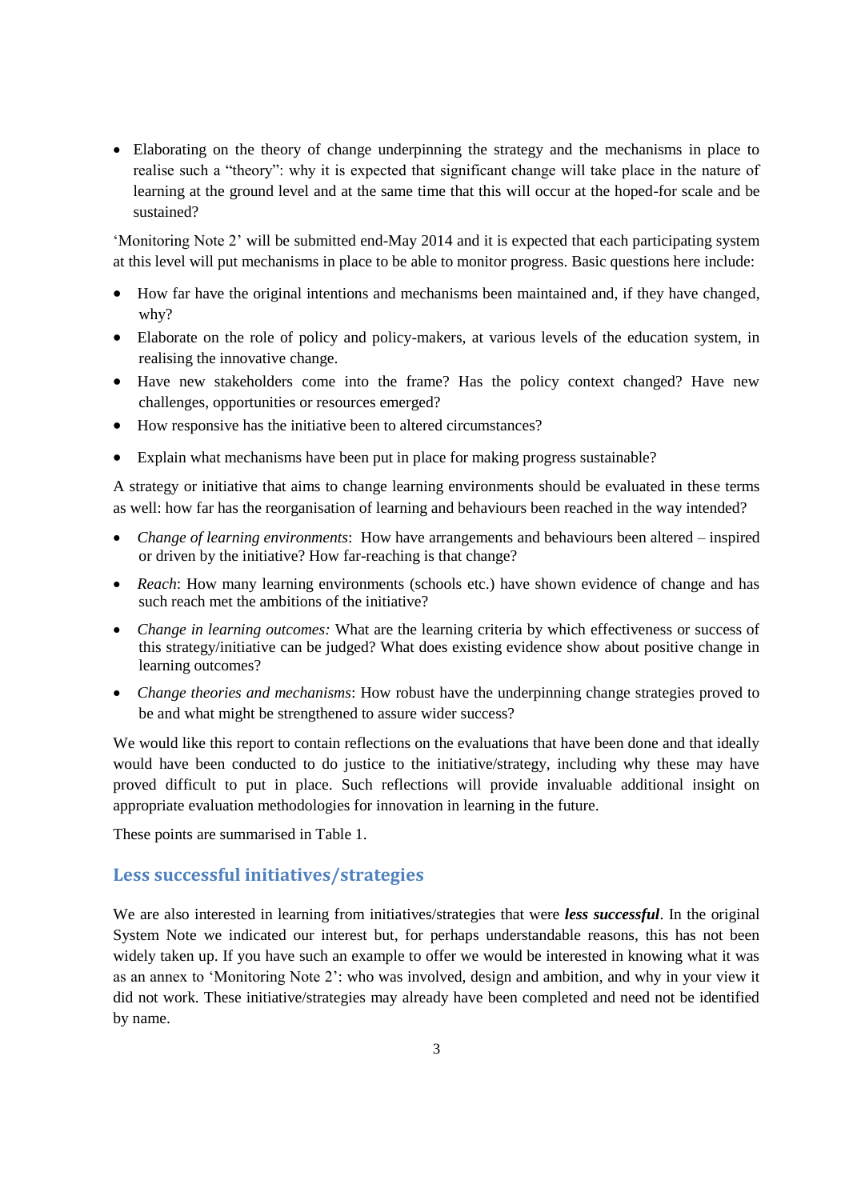- Elaborating on the theory of change underpinning the strategy and the mechanisms in place to realise such a "theory": why it is expected that significant change will take place in the nature of learning at the ground level and at the same time that this will occur at the hoped-for scale and be sustained?

'Monitoring Note 2' will be submitted end-May 2014 and it is expected that each participating system at this level will put mechanisms in place to be able to monitor progress. Basic questions here include:

- How far have the original intentions and mechanisms been maintained and, if they have changed, why?
- Elaborate on the role of policy and policy-makers, at various levels of the education system, in realising the innovative change.
- Have new stakeholders come into the frame? Has the policy context changed? Have new challenges, opportunities or resources emerged?
- How responsive has the initiative been to altered circumstances?
- Explain what mechanisms have been put in place for making progress sustainable?

A strategy or initiative that aims to change learning environments should be evaluated in these terms as well: how far has the reorganisation of learning and behaviours been reached in the way intended?

- *Change of learning environments*: How have arrangements and behaviours been altered – inspired or driven by the initiative? How far-reaching is that change?
- *Reach*: How many learning environments (schools etc.) have shown evidence of change and has such reach met the ambitions of the initiative?
- *Change in learning outcomes:* What are the learning criteria by which effectiveness or success of this strategy/initiative can be judged? What does existing evidence show about positive change in learning outcomes?
- *Change theories and mechanisms*: How robust have the underpinning change strategies proved to be and what might be strengthened to assure wider success?

We would like this report to contain reflections on the evaluations that have been done and that ideally would have been conducted to do justice to the initiative/strategy, including why these may have proved difficult to put in place. Such reflections will provide invaluable additional insight on appropriate evaluation methodologies for innovation in learning in the future.

These points are summarised in Table 1.

## Less successful initiatives/strategies

We are also interested in learning from initiatives/strategies that were ***less successful***. In the original System Note we indicated our interest but, for perhaps understandable reasons, this has not been widely taken up. If you have such an example to offer we would be interested in knowing what it was as an annex to 'Monitoring Note 2': who was involved, design and ambition, and why in your view it did not work. These initiative/strategies may already have been completed and need not be identified by name.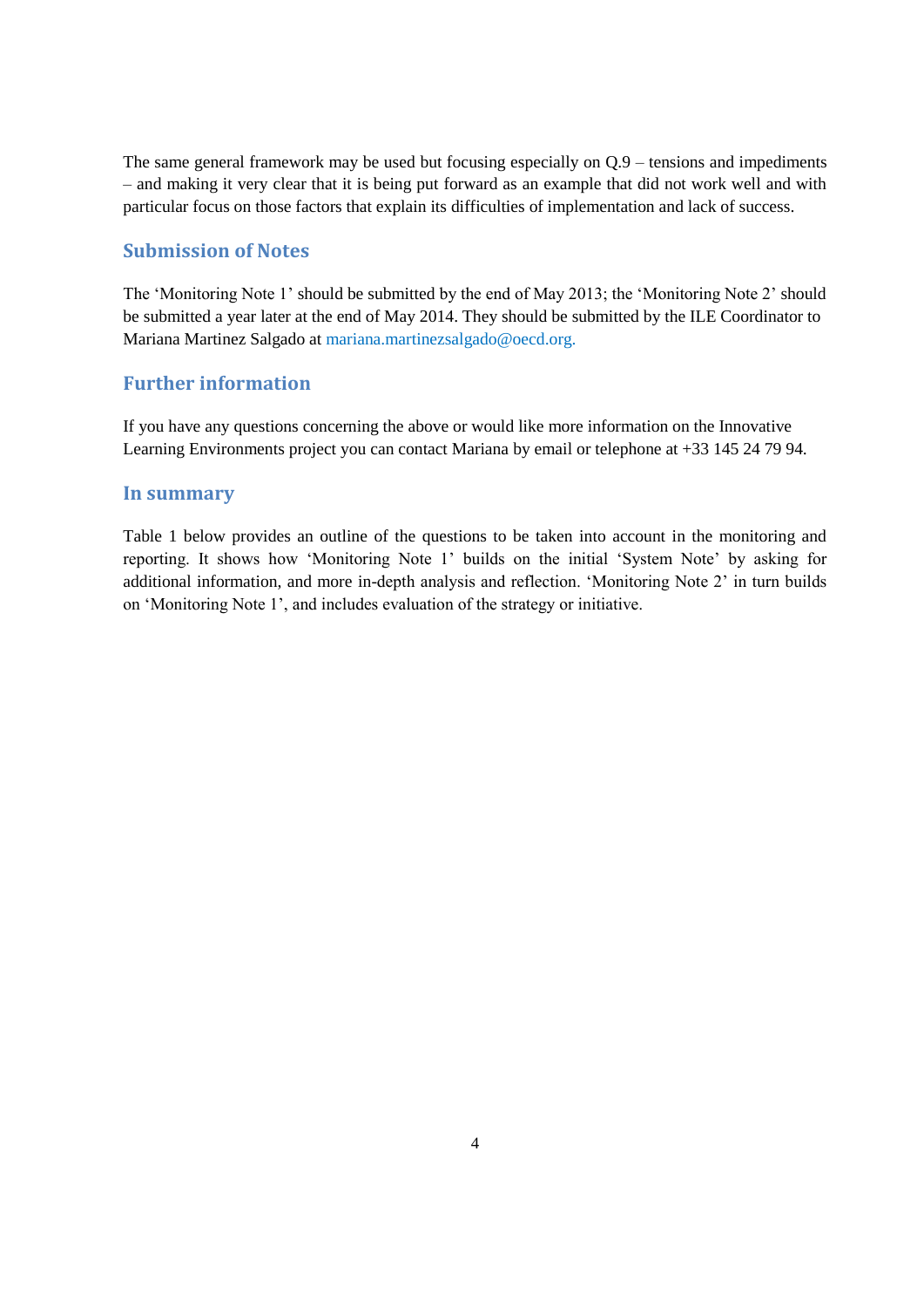The same general framework may be used but focusing especially on Q.9 – tensions and impediments – and making it very clear that it is being put forward as an example that did not work well and with particular focus on those factors that explain its difficulties of implementation and lack of success.

## Submission of Notes

The 'Monitoring Note 1' should be submitted by the end of May 2013; the 'Monitoring Note 2' should be submitted a year later at the end of May 2014. They should be submitted by the ILE Coordinator to Mariana Martinez Salgado at mariana.martinezsalgado@oecd.org.

## Further information

If you have any questions concerning the above or would like more information on the Innovative Learning Environments project you can contact Mariana by email or telephone at +33 145 24 79 94.

## In summary

Table 1 below provides an outline of the questions to be taken into account in the monitoring and reporting. It shows how 'Monitoring Note 1' builds on the initial 'System Note' by asking for additional information, and more in-depth analysis and reflection. 'Monitoring Note 2' in turn builds on 'Monitoring Note 1', and includes evaluation of the strategy or initiative.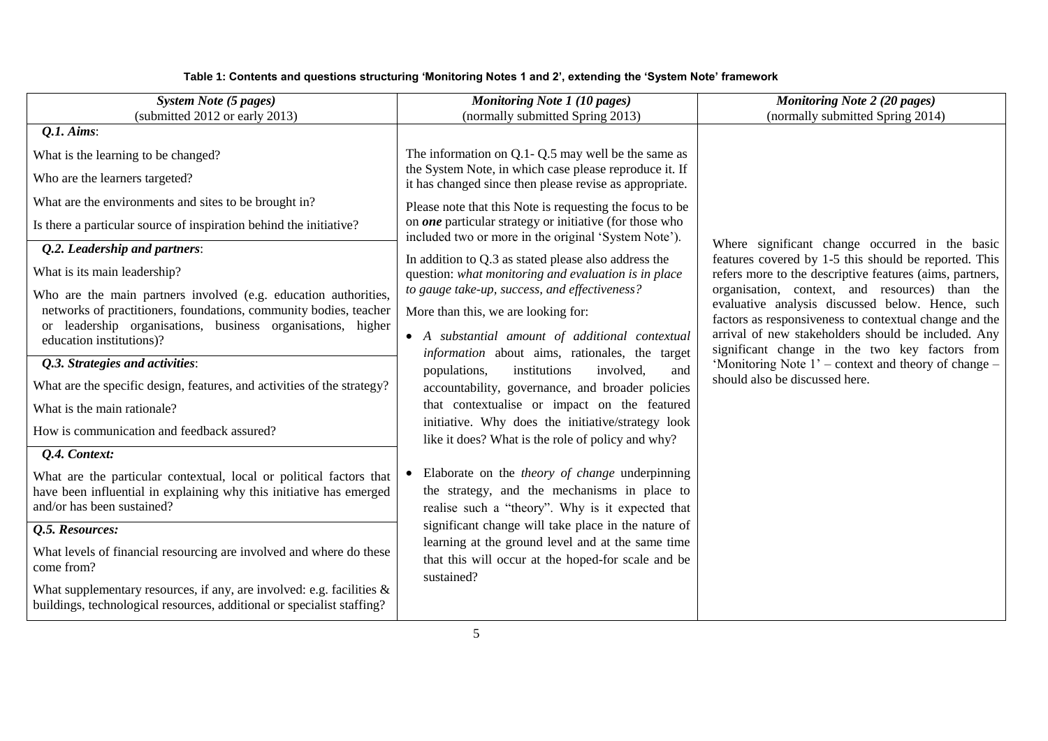**Table 1: Contents and questions structuring 'Monitoring Notes 1 and 2', extending the 'System Note' framework**

| *System Note (5 pages)* (submitted 2012 or early 2013) | *Monitoring Note 1 (10 pages)* (normally submitted Spring 2013) | *Monitoring Note 2 (20 pages)* (normally submitted Spring 2014) |
|---|---|---|
| ***Q.1. Aims***:<br>What is the learning to be changed?<br>Who are the learners targeted?<br>What are the environments and sites to be brought in?<br>Is there a particular source of inspiration behind the initiative?<br>***Q.2. Leadership and partners***:<br>What is its main leadership?<br>Who are the main partners involved (e.g. education authorities, networks of practitioners, foundations, community bodies, teacher or leadership organisations, business organisations, higher education institutions)?<br>***Q.3. Strategies and activities***:<br>What are the specific design, features, and activities of the strategy?<br>What is the main rationale?<br>How is communication and feedback assured?<br>***Q.4. Context:***<br>What are the particular contextual, local or political factors that have been influential in explaining why this initiative has emerged and/or has been sustained?<br>***Q.5. Resources:***<br>What levels of financial resourcing are involved and where do these come from?<br>What supplementary resources, if any, are involved: e.g. facilities & buildings, technological resources, additional or specialist staffing? | The information on Q.1- Q.5 may well be the same as the System Note, in which case please reproduce it. If it has changed since then please revise as appropriate.<br>Please note that this Note is requesting the focus to be on ***one*** particular strategy or initiative (for those who included two or more in the original 'System Note').<br>In addition to Q.3 as stated please also address the question: *what monitoring and evaluation is in place to gauge take-up, success, and effectiveness?*<br>More than this, we are looking for:<br>• *A substantial amount of additional contextual information* about aims, rationales, the target populations, institutions involved, and accountability, governance, and broader policies that contextualise or impact on the featured initiative. Why does the initiative/strategy look like it does? What is the role of policy and why?<br>• Elaborate on the *theory of change* underpinning the strategy, and the mechanisms in place to realise such a "theory". Why is it expected that significant change will take place in the nature of learning at the ground level and at the same time that this will occur at the hoped-for scale and be sustained? | Where significant change occurred in the basic features covered by 1-5 this should be reported. This refers more to the descriptive features (aims, partners, organisation, context, and resources) than the evaluative analysis discussed below. Hence, such factors as responsiveness to contextual change and the arrival of new stakeholders should be included. Any significant change in the two key factors from 'Monitoring Note 1' – context and theory of change – should also be discussed here. |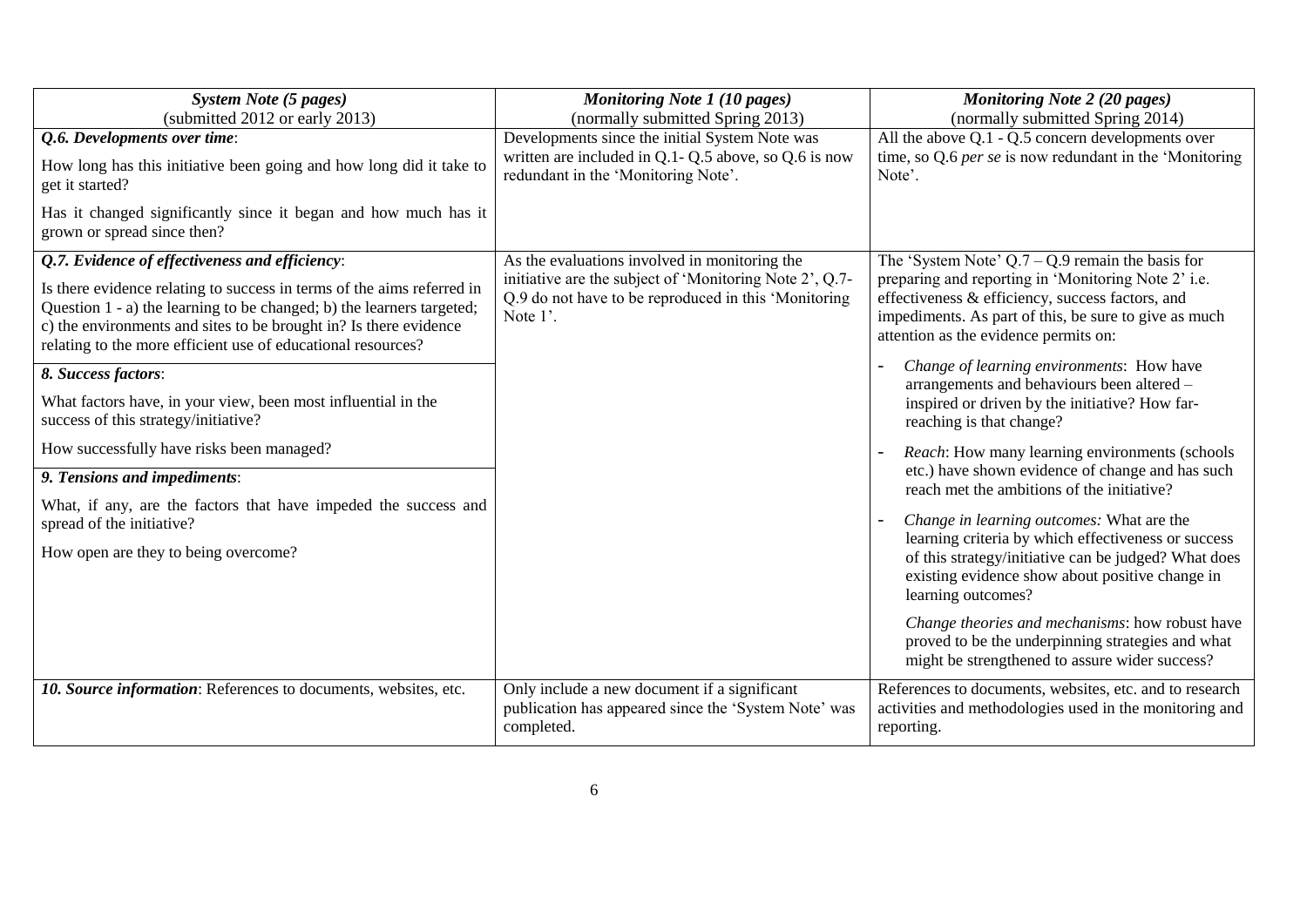| ***System Note (5 pages)*** (submitted 2012 or early 2013) | ***Monitoring Note 1 (10 pages)*** (normally submitted Spring 2013) | ***Monitoring Note 2 (20 pages)*** (normally submitted Spring 2014) |
|---|---|---|
| ***Q.6. Developments over time***:<br><br>How long has this initiative been going and how long did it take to get it started?<br><br>Has it changed significantly since it began and how much has it grown or spread since then? | Developments since the initial System Note was written are included in Q.1- Q.5 above, so Q.6 is now redundant in the 'Monitoring Note'. | All the above Q.1 - Q.5 concern developments over time, so Q.6 *per se* is now redundant in the 'Monitoring Note'. |
| ***Q.7. Evidence of effectiveness and efficiency***:<br><br>Is there evidence relating to success in terms of the aims referred in Question 1 - a) the learning to be changed; b) the learners targeted; c) the environments and sites to be brought in? Is there evidence relating to the more efficient use of educational resources?<br><br>***8. Success factors***:<br><br>What factors have, in your view, been most influential in the success of this strategy/initiative?<br><br>How successfully have risks been managed?<br><br>***9. Tensions and impediments***:<br><br>What, if any, are the factors that have impeded the success and spread of the initiative?<br><br>How open are they to being overcome? | As the evaluations involved in monitoring the initiative are the subject of 'Monitoring Note 2', Q.7- Q.9 do not have to be reproduced in this 'Monitoring Note 1'. | The 'System Note' Q.7 – Q.9 remain the basis for preparing and reporting in 'Monitoring Note 2' i.e. effectiveness & efficiency, success factors, and impediments. As part of this, be sure to give as much attention as the evidence permits on:<br><br>- *Change of learning environments*: How have arrangements and behaviours been altered – inspired or driven by the initiative? How far-reaching is that change?<br>- *Reach*: How many learning environments (schools etc.) have shown evidence of change and has such reach met the ambitions of the initiative?<br>- *Change in learning outcomes:* What are the learning criteria by which effectiveness or success of this strategy/initiative can be judged? What does existing evidence show about positive change in learning outcomes?<br><br>*Change theories and mechanisms*: how robust have proved to be the underpinning strategies and what might be strengthened to assure wider success? |
| ***10. Source information***: References to documents, websites, etc. | Only include a new document if a significant publication has appeared since the 'System Note' was completed. | References to documents, websites, etc. and to research activities and methodologies used in the monitoring and reporting. |